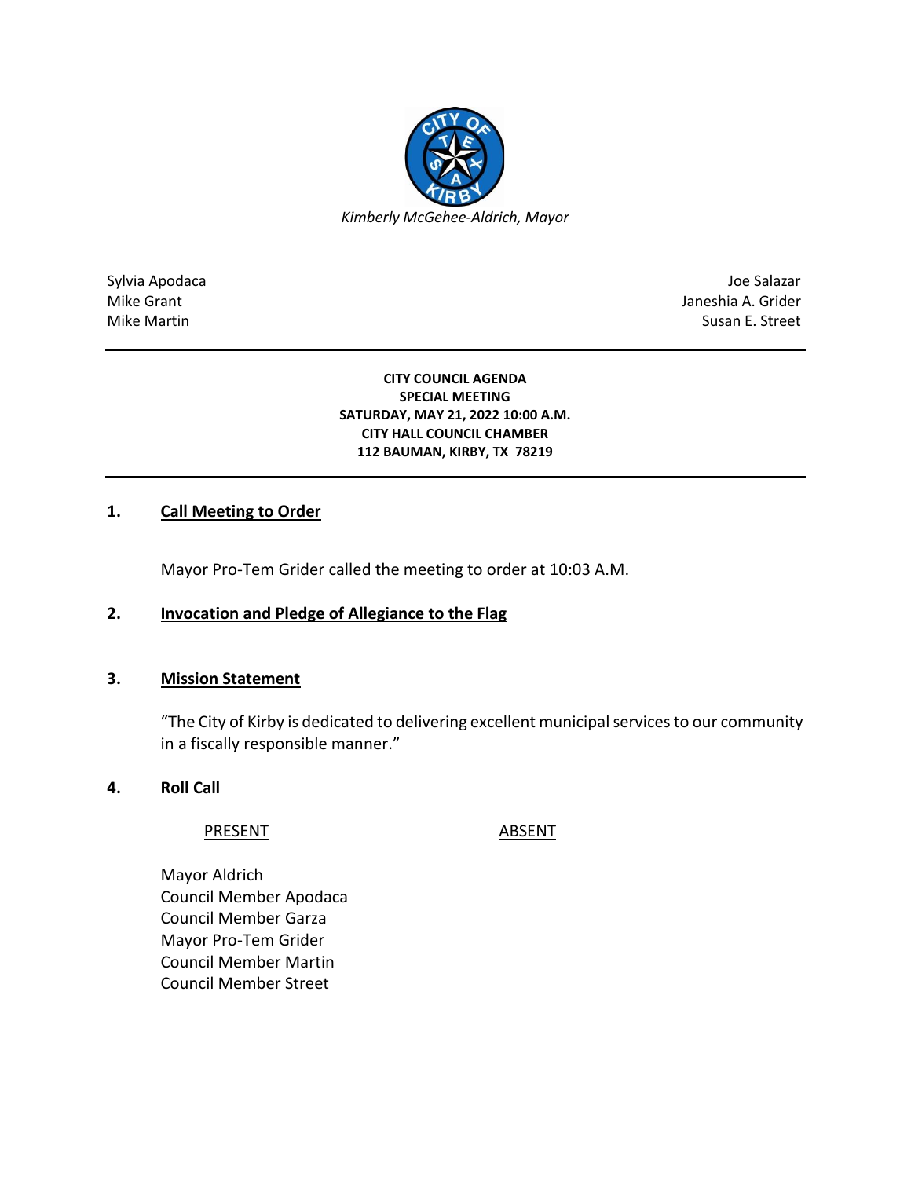*Kimberly McGehee-Aldrich, Mayor*

| | |
|---|---|
| Sylvia Apodaca | Joe Salazar |
| Mike Grant | Janeshia A. Grider |
| Mike Martin | Susan E. Street |

**CITY COUNCIL AGENDA**
**SPECIAL MEETING**
**SATURDAY, MAY 21, 2022 10:00 A.M.**
**CITY HALL COUNCIL CHAMBER**
**112 BAUMAN, KIRBY, TX 78219**

## 1. Call Meeting to Order

Mayor Pro-Tem Grider called the meeting to order at 10:03 A.M.

## 2. Invocation and Pledge of Allegiance to the Flag

## 3. Mission Statement

"The City of Kirby is dedicated to delivering excellent municipal services to our community in a fiscally responsible manner."

## 4. Roll Call

| PRESENT | ABSENT |
|---|---|
| Mayor Aldrich | |
| Council Member Apodaca | |
| Council Member Garza | |
| Mayor Pro-Tem Grider | |
| Council Member Martin | |
| Council Member Street | |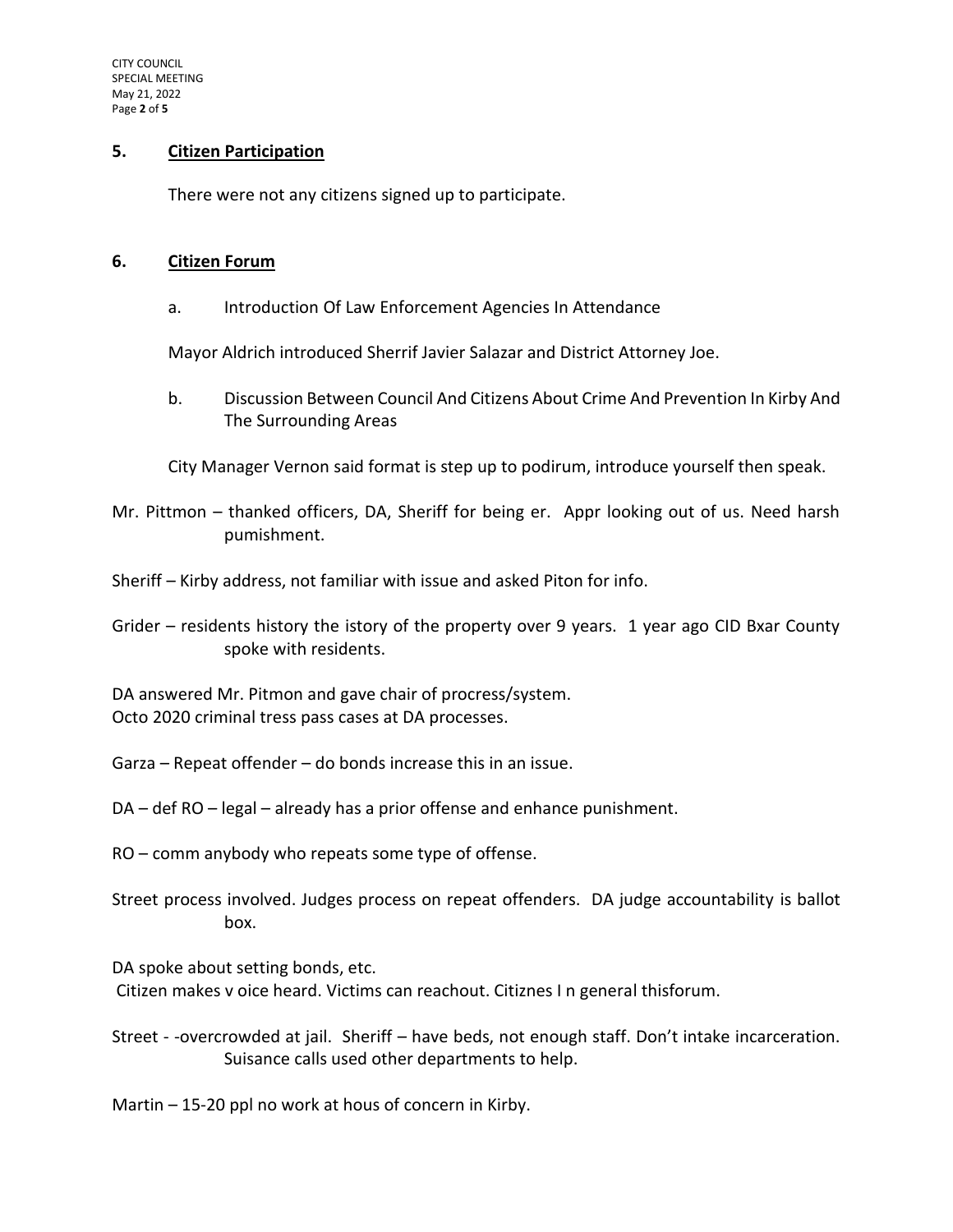## 5. Citizen Participation

There were not any citizens signed up to participate.

## 6. Citizen Forum

a. Introduction Of Law Enforcement Agencies In Attendance

Mayor Aldrich introduced Sherrif Javier Salazar and District Attorney Joe.

b. Discussion Between Council And Citizens About Crime And Prevention In Kirby And The Surrounding Areas

City Manager Vernon said format is step up to podirum, introduce yourself then speak.

Mr. Pittmon – thanked officers, DA, Sheriff for being er. Appr looking out of us. Need harsh pumishment.

Sheriff – Kirby address, not familiar with issue and asked Piton for info.

Grider – residents history the istory of the property over 9 years. 1 year ago CID Bxar County spoke with residents.

DA answered Mr. Pitmon and gave chair of procress/system.
Octo 2020 criminal tress pass cases at DA processes.

Garza – Repeat offender – do bonds increase this in an issue.

DA – def RO – legal – already has a prior offense and enhance punishment.

RO – comm anybody who repeats some type of offense.

Street process involved. Judges process on repeat offenders. DA judge accountability is ballot box.

DA spoke about setting bonds, etc.
Citizen makes v oice heard. Victims can reachout. Citiznes I n general thisforum.

Street - -overcrowded at jail. Sheriff – have beds, not enough staff. Don't intake incarceration. Suisance calls used other departments to help.

Martin – 15-20 ppl no work at hous of concern in Kirby.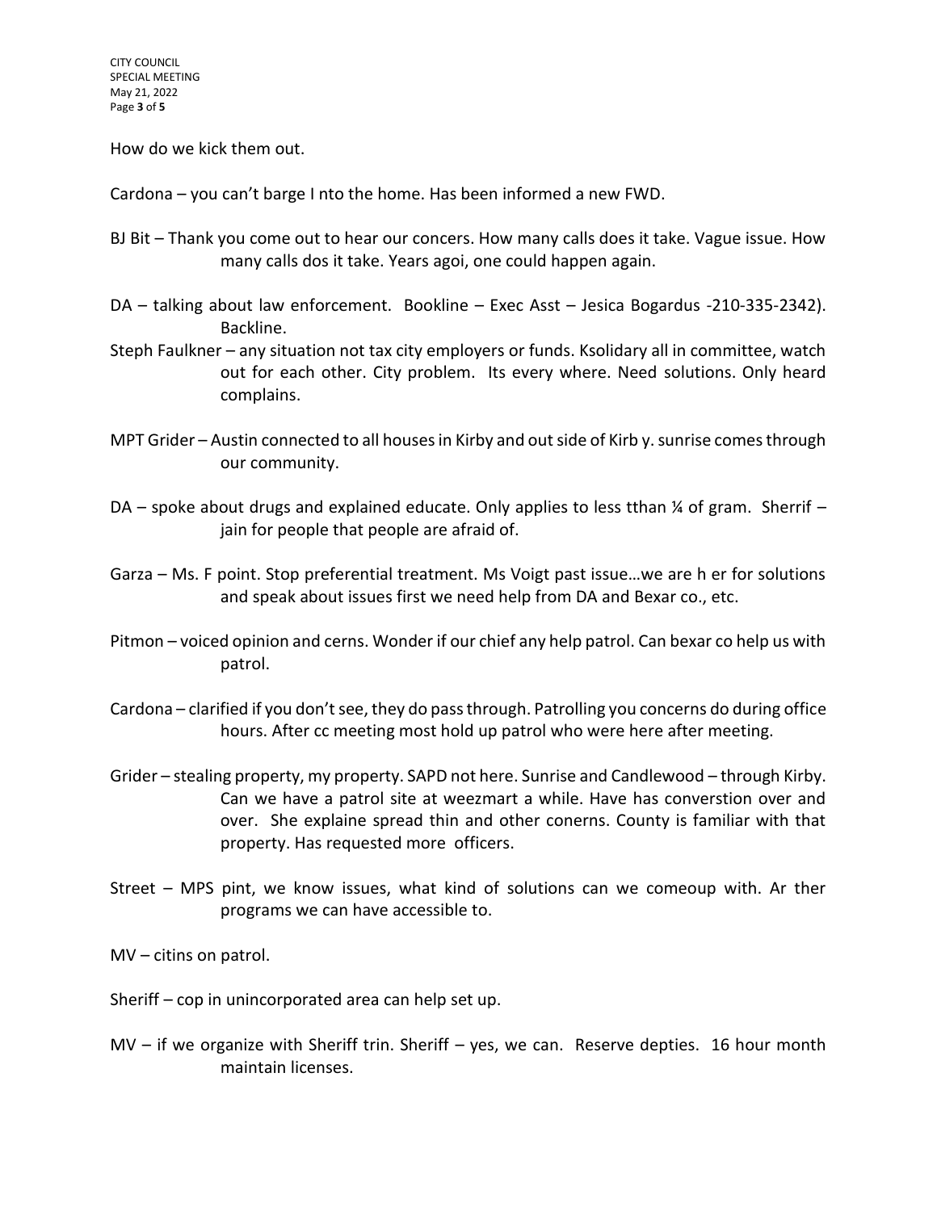How do we kick them out.

Cardona – you can't barge I nto the home. Has been informed a new FWD.

BJ Bit – Thank you come out to hear our concers. How many calls does it take. Vague issue. How many calls dos it take. Years agoi, one could happen again.

DA – talking about law enforcement. Bookline – Exec Asst – Jesica Bogardus -210-335-2342). Backline.

Steph Faulkner – any situation not tax city employers or funds. Ksolidary all in committee, watch out for each other. City problem. Its every where. Need solutions. Only heard complains.

MPT Grider – Austin connected to all houses in Kirby and out side of Kirb y. sunrise comes through our community.

DA – spoke about drugs and explained educate. Only applies to less tthan ¼ of gram. Sherrif – jain for people that people are afraid of.

Garza – Ms. F point. Stop preferential treatment. Ms Voigt past issue…we are h er for solutions and speak about issues first we need help from DA and Bexar co., etc.

Pitmon – voiced opinion and cerns. Wonder if our chief any help patrol. Can bexar co help us with patrol.

Cardona – clarified if you don't see, they do pass through. Patrolling you concerns do during office hours. After cc meeting most hold up patrol who were here after meeting.

Grider – stealing property, my property. SAPD not here. Sunrise and Candlewood – through Kirby. Can we have a patrol site at weezmart a while. Have has converstion over and over. She explaine spread thin and other conerns. County is familiar with that property. Has requested more officers.

Street – MPS pint, we know issues, what kind of solutions can we comeoup with. Ar ther programs we can have accessible to.

MV – citins on patrol.

Sheriff – cop in unincorporated area can help set up.

MV – if we organize with Sheriff trin. Sheriff – yes, we can. Reserve depties. 16 hour month maintain licenses.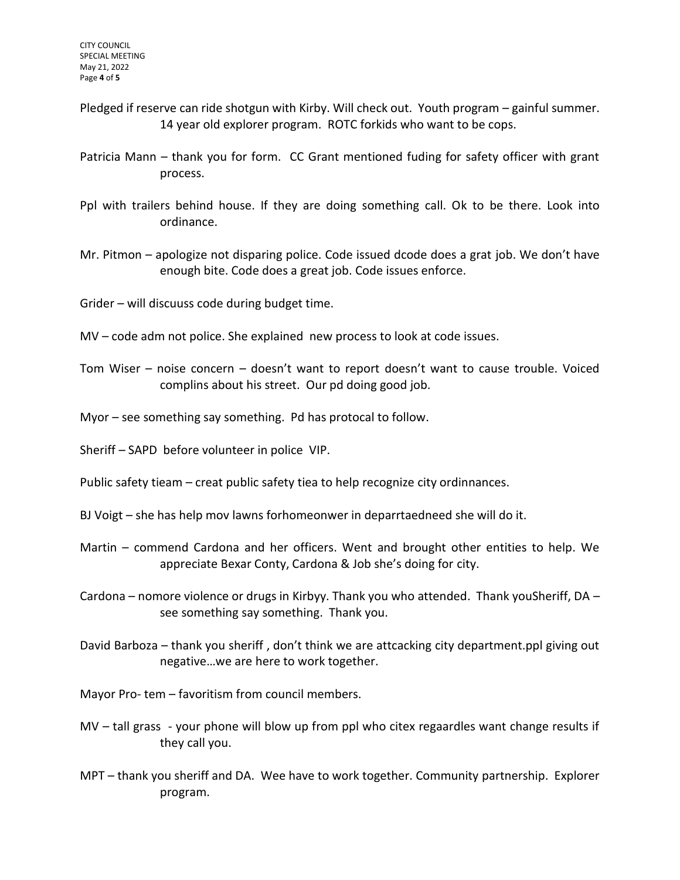Pledged if reserve can ride shotgun with Kirby. Will check out. Youth program – gainful summer. 14 year old explorer program. ROTC forkids who want to be cops.

Patricia Mann – thank you for form. CC Grant mentioned fuding for safety officer with grant process.

Ppl with trailers behind house. If they are doing something call. Ok to be there. Look into ordinance.

Mr. Pitmon – apologize not disparing police. Code issued dcode does a grat job. We don't have enough bite. Code does a great job. Code issues enforce.

Grider – will discuuss code during budget time.

MV – code adm not police. She explained new process to look at code issues.

Tom Wiser – noise concern – doesn't want to report doesn't want to cause trouble. Voiced complins about his street. Our pd doing good job.

Myor – see something say something. Pd has protocal to follow.

Sheriff – SAPD before volunteer in police VIP.

Public safety tieam – creat public safety tiea to help recognize city ordinnances.

BJ Voigt – she has help mov lawns forhomeonwer in deparrtaedneed she will do it.

Martin – commend Cardona and her officers. Went and brought other entities to help. We appreciate Bexar Conty, Cardona & Job she's doing for city.

Cardona – nomore violence or drugs in Kirbyy. Thank you who attended. Thank youSheriff, DA – see something say something. Thank you.

David Barboza – thank you sheriff , don't think we are attcacking city department.ppl giving out negative…we are here to work together.

Mayor Pro- tem – favoritism from council members.

MV – tall grass - your phone will blow up from ppl who citex regaardles want change results if they call you.

MPT – thank you sheriff and DA. Wee have to work together. Community partnership. Explorer program.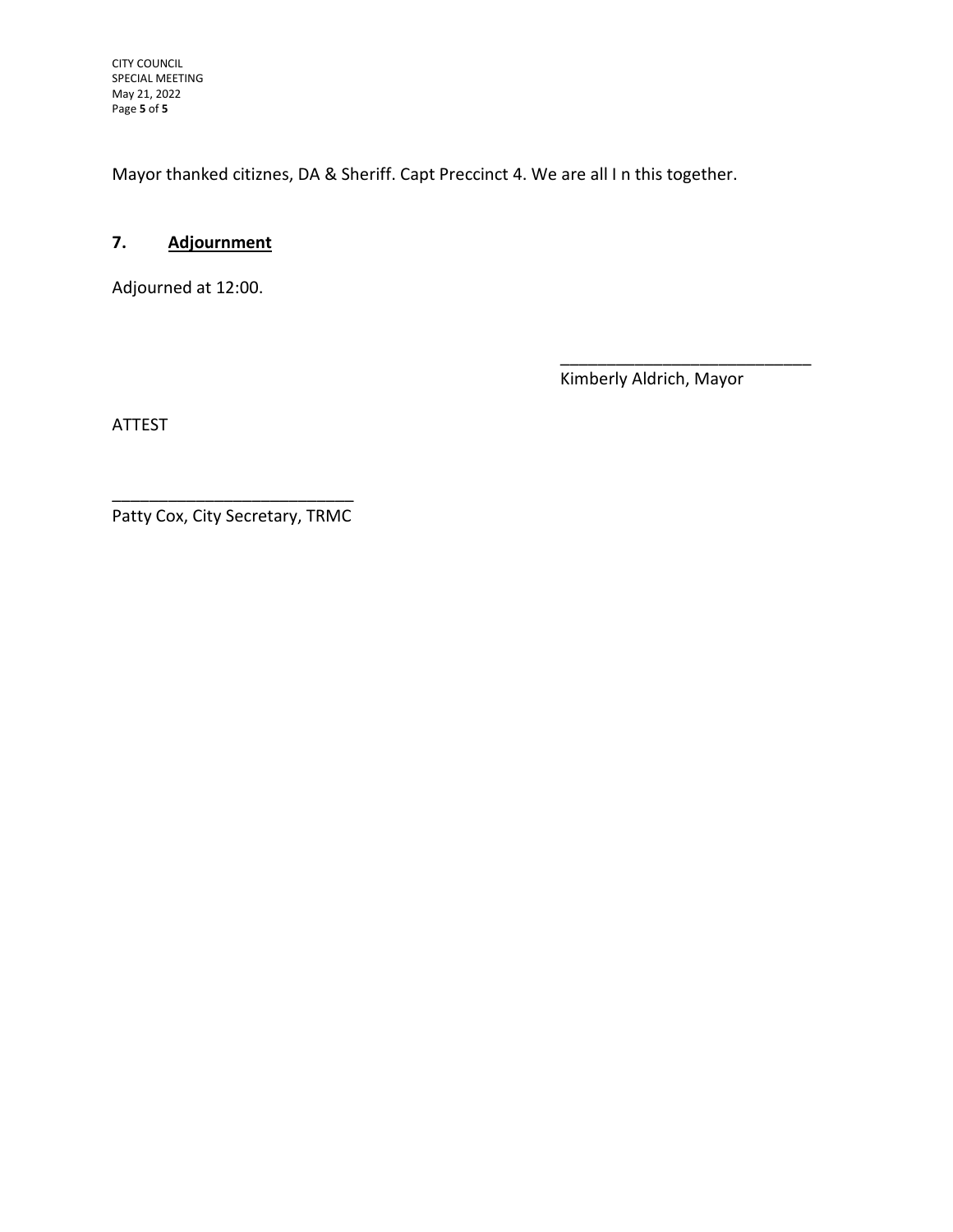Mayor thanked citiznes, DA & Sheriff. Capt Preccinct 4. We are all I n this together.

## 7. Adjournment

Adjourned at 12:00.

\_\_\_\_\_\_\_\_\_\_\_\_\_\_\_\_\_\_\_\_\_\_\_\_\_\_\_
Kimberly Aldrich, Mayor

ATTEST

\_\_\_\_\_\_\_\_\_\_\_\_\_\_\_\_\_\_\_\_\_\_\_\_\_\_
Patty Cox, City Secretary, TRMC